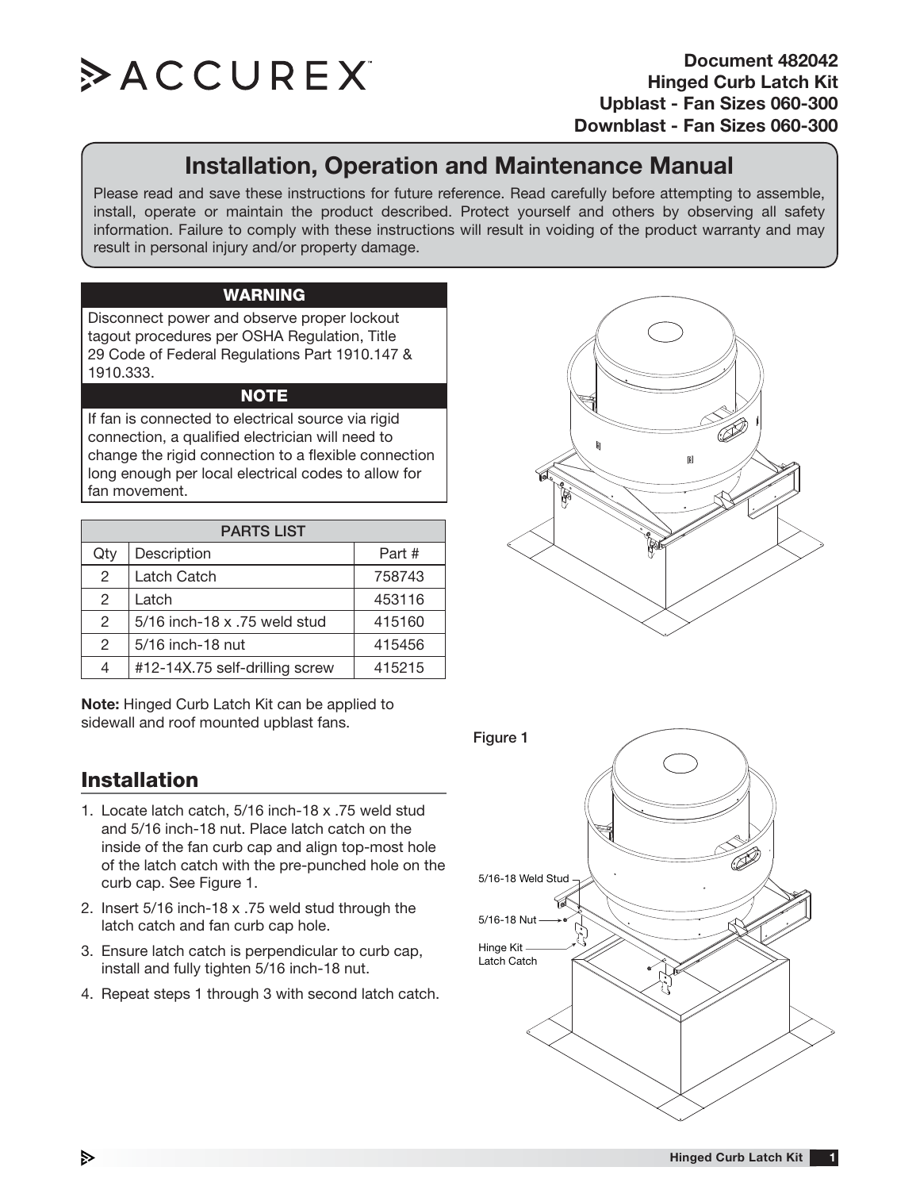ACCUREX

**Document 482042**
**Hinged Curb Latch Kit**
**Upblast - Fan Sizes 060-300**
**Downblast - Fan Sizes 060-300**

# Installation, Operation and Maintenance Manual

Please read and save these instructions for future reference. Read carefully before attempting to assemble, install, operate or maintain the product described. Protect yourself and others by observing all safety information. Failure to comply with these instructions will result in voiding of the product warranty and may result in personal injury and/or property damage.

**WARNING**

Disconnect power and observe proper lockout tagout procedures per OSHA Regulation, Title 29 Code of Federal Regulations Part 1910.147 & 1910.333.

**NOTE**

If fan is connected to electrical source via rigid connection, a qualified electrician will need to change the rigid connection to a flexible connection long enough per local electrical codes to allow for fan movement.

| PARTS LIST | | |
|---|---|---|
| Qty | Description | Part # |
| 2 | Latch Catch | 758743 |
| 2 | Latch | 453116 |
| 2 | 5/16 inch-18 x .75 weld stud | 415160 |
| 2 | 5/16 inch-18 nut | 415456 |
| 4 | #12-14X.75 self-drilling screw | 415215 |

**Note:** Hinged Curb Latch Kit can be applied to sidewall and roof mounted upblast fans.

## Installation

1. Locate latch catch, 5/16 inch-18 x .75 weld stud and 5/16 inch-18 nut. Place latch catch on the inside of the fan curb cap and align top-most hole of the latch catch with the pre-punched hole on the curb cap. See Figure 1.
2. Insert 5/16 inch-18 x .75 weld stud through the latch catch and fan curb cap hole.
3. Ensure latch catch is perpendicular to curb cap, install and fully tighten 5/16 inch-18 nut.
4. Repeat steps 1 through 3 with second latch catch.

Figure 1

5/16-18 Weld Stud

5/16-18 Nut

Hinge Kit Latch Catch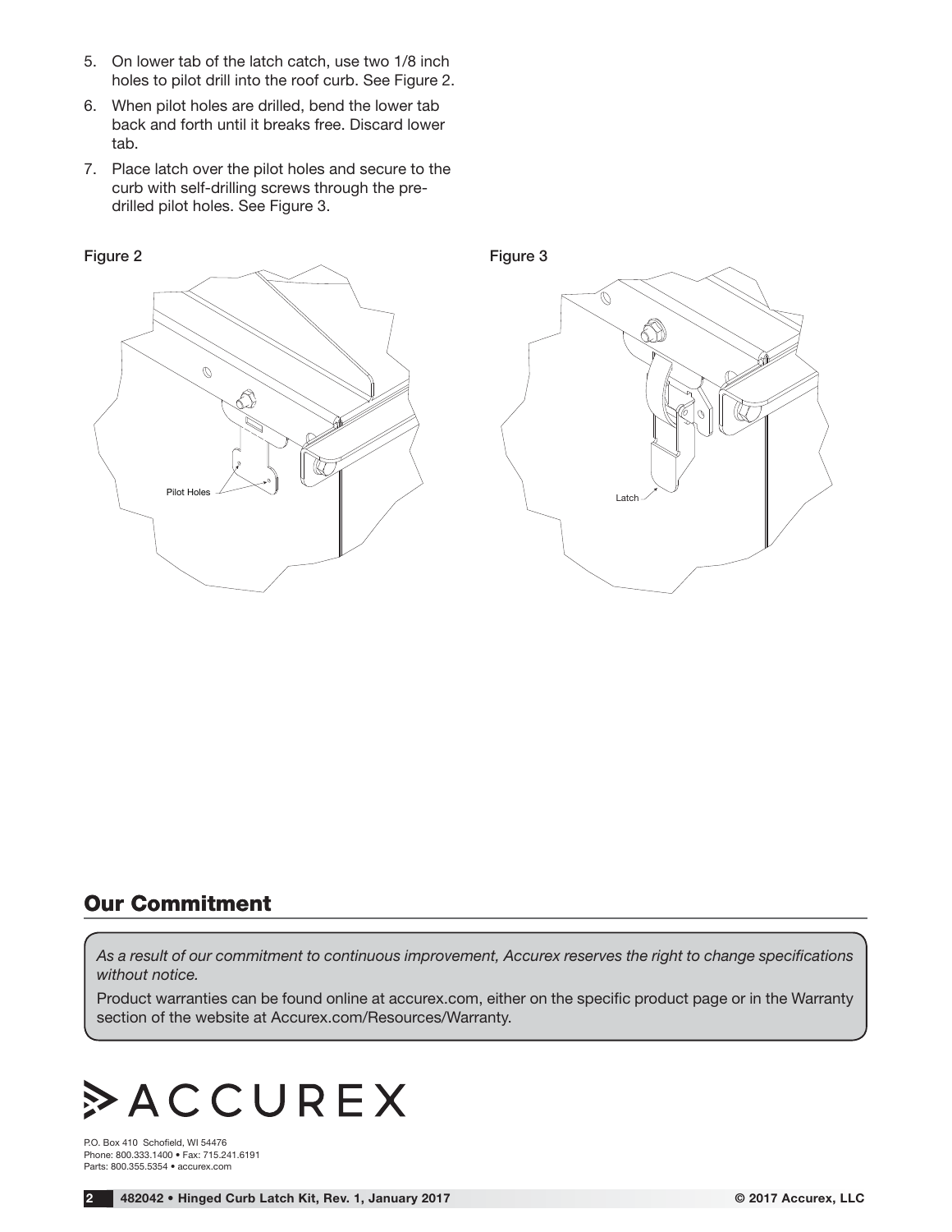5. On lower tab of the latch catch, use two 1/8 inch holes to pilot drill into the roof curb. See Figure 2.
6. When pilot holes are drilled, bend the lower tab back and forth until it breaks free. Discard lower tab.
7. Place latch over the pilot holes and secure to the curb with self-drilling screws through the pre-drilled pilot holes. See Figure 3.

Figure 2

Pilot Holes

Figure 3

Latch

## Our Commitment

*As a result of our commitment to continuous improvement, Accurex reserves the right to change specifications without notice.*

Product warranties can be found online at accurex.com, either on the specific product page or in the Warranty section of the website at Accurex.com/Resources/Warranty.

ACCUREX

P.O. Box 410 Schofield, WI 54476
Phone: 800.333.1400 • Fax: 715.241.6191
Parts: 800.355.5354 • accurex.com

482042 • Hinged Curb Latch Kit, Rev. 1, January 2017

© 2017 Accurex, LLC